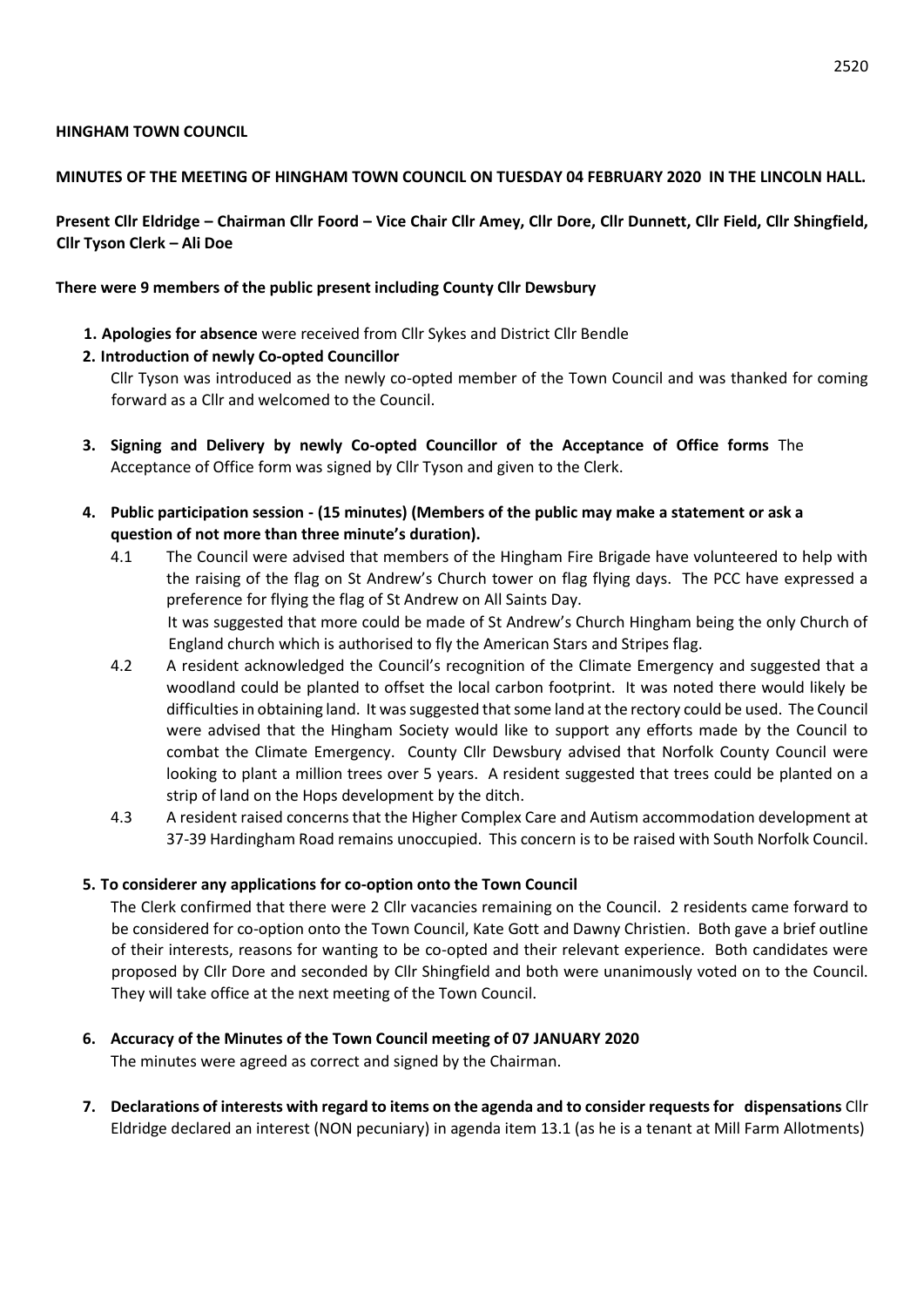**HINGHAM TOWN COUNCIL**

**MINUTES OF THE MEETING OF HINGHAM TOWN COUNCIL ON TUESDAY 04 FEBRUARY 2020 IN THE LINCOLN HALL.**

**Present Cllr Eldridge – Chairman Cllr Foord – Vice Chair Cllr Amey, Cllr Dore, Cllr Dunnett, Cllr Field, Cllr Shingfield, Cllr Tyson Clerk – Ali Doe**

**There were 9 members of the public present including County Cllr Dewsbury**

1. **Apologies for absence** were received from Cllr Sykes and District Cllr Bendle
2. **Introduction of newly Co-opted Councillor**
   Cllr Tyson was introduced as the newly co-opted member of the Town Council and was thanked for coming forward as a Cllr and welcomed to the Council.
3. **Signing and Delivery by newly Co-opted Councillor of the Acceptance of Office forms** The Acceptance of Office form was signed by Cllr Tyson and given to the Clerk.
4. **Public participation session - (15 minutes) (Members of the public may make a statement or ask a question of not more than three minute's duration).**
   - 4.1 The Council were advised that members of the Hingham Fire Brigade have volunteered to help with the raising of the flag on St Andrew's Church tower on flag flying days. The PCC have expressed a preference for flying the flag of St Andrew on All Saints Day.
     It was suggested that more could be made of St Andrew's Church Hingham being the only Church of England church which is authorised to fly the American Stars and Stripes flag.
   - 4.2 A resident acknowledged the Council's recognition of the Climate Emergency and suggested that a woodland could be planted to offset the local carbon footprint. It was noted there would likely be difficulties in obtaining land. It was suggested that some land at the rectory could be used. The Council were advised that the Hingham Society would like to support any efforts made by the Council to combat the Climate Emergency. County Cllr Dewsbury advised that Norfolk County Council were looking to plant a million trees over 5 years. A resident suggested that trees could be planted on a strip of land on the Hops development by the ditch.
   - 4.3 A resident raised concerns that the Higher Complex Care and Autism accommodation development at 37-39 Hardingham Road remains unoccupied. This concern is to be raised with South Norfolk Council.
5. **To considerer any applications for co-option onto the Town Council**
   The Clerk confirmed that there were 2 Cllr vacancies remaining on the Council. 2 residents came forward to be considered for co-option onto the Town Council, Kate Gott and Dawny Christien. Both gave a brief outline of their interests, reasons for wanting to be co-opted and their relevant experience. Both candidates were proposed by Cllr Dore and seconded by Cllr Shingfield and both were unanimously voted on to the Council. They will take office at the next meeting of the Town Council.
6. **Accuracy of the Minutes of the Town Council meeting of 07 JANUARY 2020**
   The minutes were agreed as correct and signed by the Chairman.
7. **Declarations of interests with regard to items on the agenda and to consider requests for dispensations** Cllr Eldridge declared an interest (NON pecuniary) in agenda item 13.1 (as he is a tenant at Mill Farm Allotments)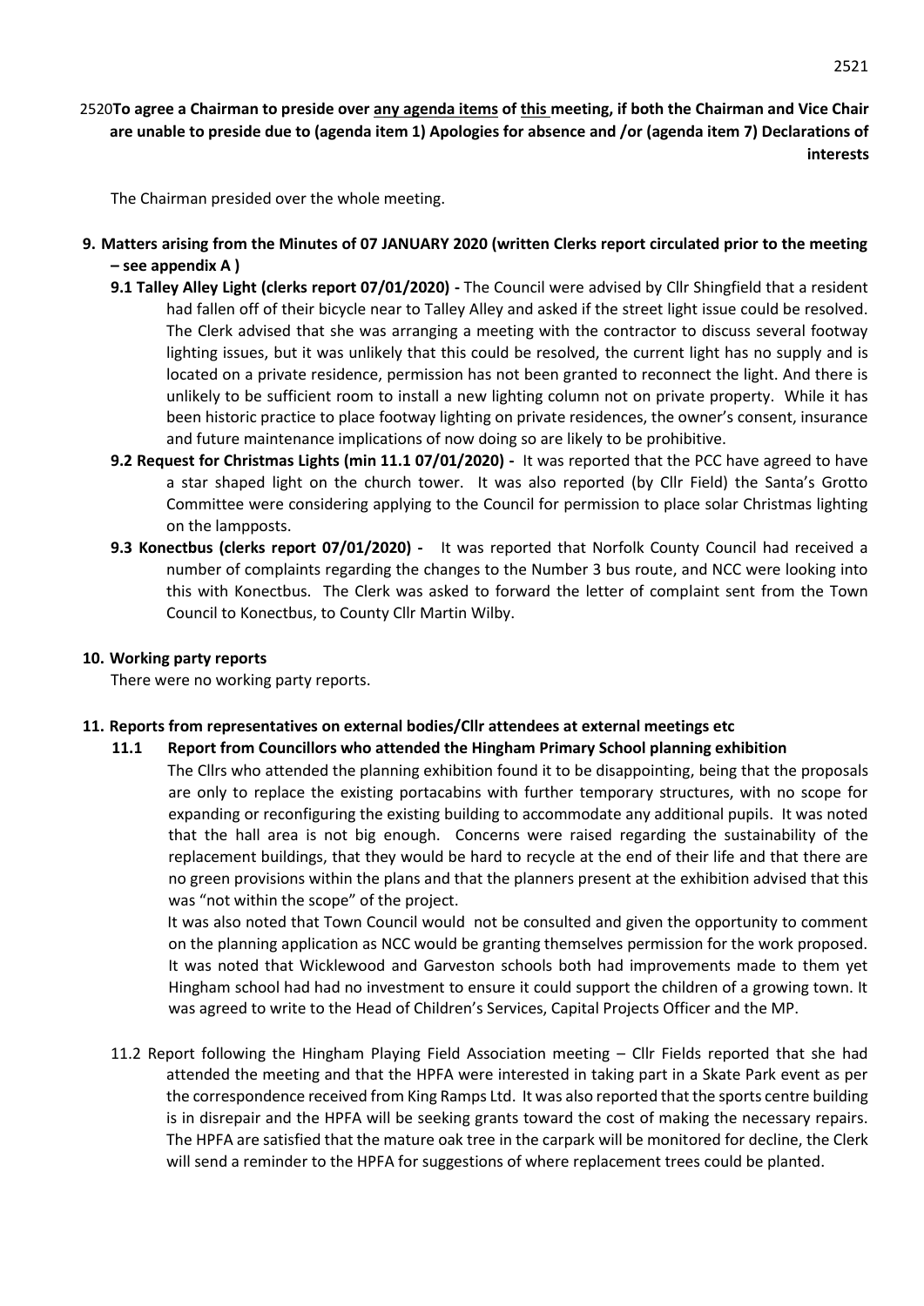2520**To agree a Chairman to preside over <u>any agenda items</u> of <u>this</u> meeting, if both the Chairman and Vice Chair are unable to preside due to (agenda item 1) Apologies for absence and /or (agenda item 7) Declarations of interests**

The Chairman presided over the whole meeting.

**9. Matters arising from the Minutes of 07 JANUARY 2020 (written Clerks report circulated prior to the meeting – see appendix A )**

**9.1 Talley Alley Light (clerks report 07/01/2020) -** The Council were advised by Cllr Shingfield that a resident had fallen off of their bicycle near to Talley Alley and asked if the street light issue could be resolved. The Clerk advised that she was arranging a meeting with the contractor to discuss several footway lighting issues, but it was unlikely that this could be resolved, the current light has no supply and is located on a private residence, permission has not been granted to reconnect the light. And there is unlikely to be sufficient room to install a new lighting column not on private property. While it has been historic practice to place footway lighting on private residences, the owner's consent, insurance and future maintenance implications of now doing so are likely to be prohibitive.

**9.2 Request for Christmas Lights (min 11.1 07/01/2020) -** It was reported that the PCC have agreed to have a star shaped light on the church tower. It was also reported (by Cllr Field) the Santa's Grotto Committee were considering applying to the Council for permission to place solar Christmas lighting on the lampposts.

**9.3 Konectbus (clerks report 07/01/2020) -** It was reported that Norfolk County Council had received a number of complaints regarding the changes to the Number 3 bus route, and NCC were looking into this with Konectbus. The Clerk was asked to forward the letter of complaint sent from the Town Council to Konectbus, to County Cllr Martin Wilby.

**10. Working party reports**

There were no working party reports.

**11. Reports from representatives on external bodies/Cllr attendees at external meetings etc**

**11.1 Report from Councillors who attended the Hingham Primary School planning exhibition**

The Cllrs who attended the planning exhibition found it to be disappointing, being that the proposals are only to replace the existing portacabins with further temporary structures, with no scope for expanding or reconfiguring the existing building to accommodate any additional pupils. It was noted that the hall area is not big enough. Concerns were raised regarding the sustainability of the replacement buildings, that they would be hard to recycle at the end of their life and that there are no green provisions within the plans and that the planners present at the exhibition advised that this was "not within the scope" of the project.

It was also noted that Town Council would not be consulted and given the opportunity to comment on the planning application as NCC would be granting themselves permission for the work proposed. It was noted that Wicklewood and Garveston schools both had improvements made to them yet Hingham school had had no investment to ensure it could support the children of a growing town. It was agreed to write to the Head of Children's Services, Capital Projects Officer and the MP.

11.2 Report following the Hingham Playing Field Association meeting – Cllr Fields reported that she had attended the meeting and that the HPFA were interested in taking part in a Skate Park event as per the correspondence received from King Ramps Ltd. It was also reported that the sports centre building is in disrepair and the HPFA will be seeking grants toward the cost of making the necessary repairs. The HPFA are satisfied that the mature oak tree in the carpark will be monitored for decline, the Clerk will send a reminder to the HPFA for suggestions of where replacement trees could be planted.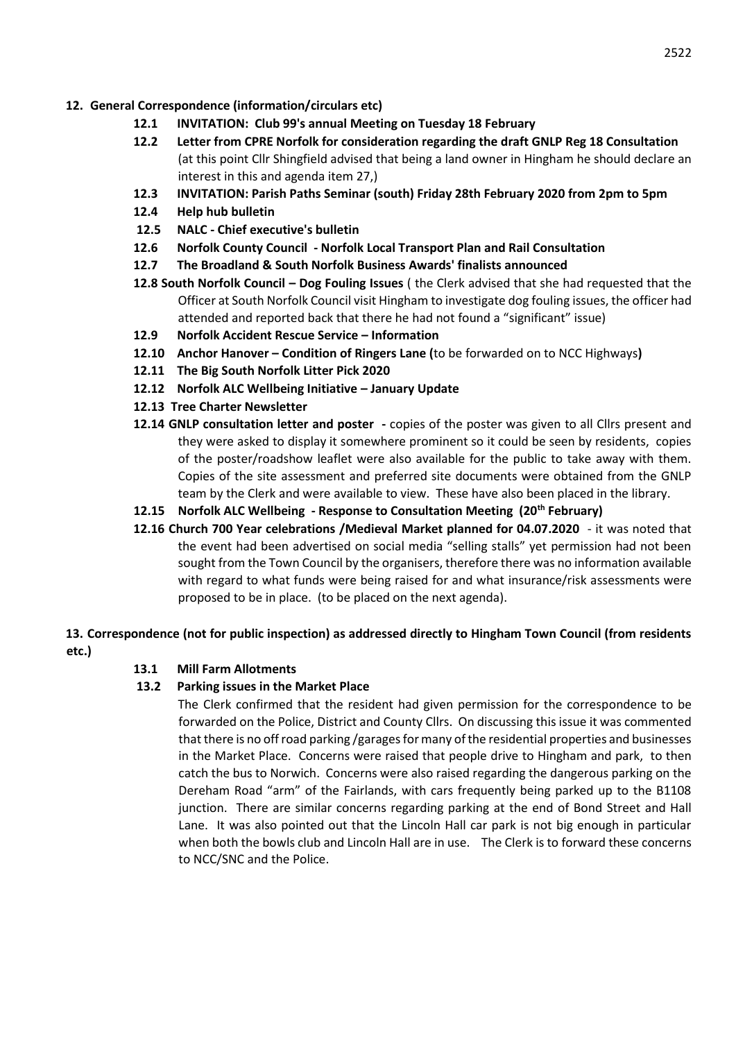## 12. General Correspondence (information/circulars etc)

- **12.1 INVITATION: Club 99's annual Meeting on Tuesday 18 February**
- **12.2 Letter from CPRE Norfolk for consideration regarding the draft GNLP Reg 18 Consultation** (at this point Cllr Shingfield advised that being a land owner in Hingham he should declare an interest in this and agenda item 27,)
- **12.3 INVITATION: Parish Paths Seminar (south) Friday 28th February 2020 from 2pm to 5pm**
- **12.4 Help hub bulletin**
- **12.5 NALC - Chief executive's bulletin**
- **12.6 Norfolk County Council - Norfolk Local Transport Plan and Rail Consultation**
- **12.7 The Broadland & South Norfolk Business Awards' finalists announced**
- **12.8 South Norfolk Council – Dog Fouling Issues** ( the Clerk advised that she had requested that the Officer at South Norfolk Council visit Hingham to investigate dog fouling issues, the officer had attended and reported back that there he had not found a "significant" issue)
- **12.9 Norfolk Accident Rescue Service – Information**
- **12.10 Anchor Hanover – Condition of Ringers Lane (**to be forwarded on to NCC Highways**)**
- **12.11 The Big South Norfolk Litter Pick 2020**
- **12.12 Norfolk ALC Wellbeing Initiative – January Update**
- **12.13 Tree Charter Newsletter**
- **12.14 GNLP consultation letter and poster -** copies of the poster was given to all Cllrs present and they were asked to display it somewhere prominent so it could be seen by residents, copies of the poster/roadshow leaflet were also available for the public to take away with them. Copies of the site assessment and preferred site documents were obtained from the GNLP team by the Clerk and were available to view. These have also been placed in the library.
- **12.15 Norfolk ALC Wellbeing - Response to Consultation Meeting (20th February)**
- **12.16 Church 700 Year celebrations /Medieval Market planned for 04.07.2020** - it was noted that the event had been advertised on social media "selling stalls" yet permission had not been sought from the Town Council by the organisers, therefore there was no information available with regard to what funds were being raised for and what insurance/risk assessments were proposed to be in place. (to be placed on the next agenda).

## 13. Correspondence (not for public inspection) as addressed directly to Hingham Town Council (from residents etc.)

- **13.1 Mill Farm Allotments**
- **13.2 Parking issues in the Market Place**

  The Clerk confirmed that the resident had given permission for the correspondence to be forwarded on the Police, District and County Cllrs. On discussing this issue it was commented that there is no off road parking /garages for many of the residential properties and businesses in the Market Place. Concerns were raised that people drive to Hingham and park, to then catch the bus to Norwich. Concerns were also raised regarding the dangerous parking on the Dereham Road "arm" of the Fairlands, with cars frequently being parked up to the B1108 junction. There are similar concerns regarding parking at the end of Bond Street and Hall Lane. It was also pointed out that the Lincoln Hall car park is not big enough in particular when both the bowls club and Lincoln Hall are in use. The Clerk is to forward these concerns to NCC/SNC and the Police.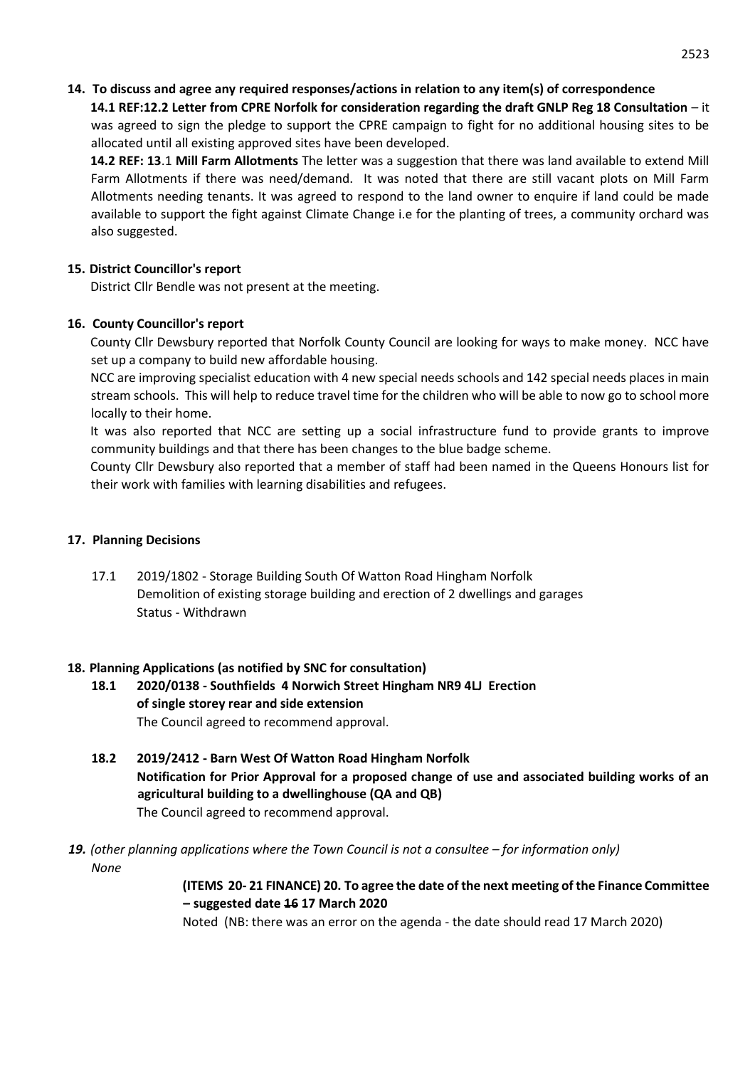**14. To discuss and agree any required responses/actions in relation to any item(s) of correspondence**

**14.1 REF:12.2 Letter from CPRE Norfolk for consideration regarding the draft GNLP Reg 18 Consultation** – it was agreed to sign the pledge to support the CPRE campaign to fight for no additional housing sites to be allocated until all existing approved sites have been developed.

**14.2 REF: 13**.1 **Mill Farm Allotments** The letter was a suggestion that there was land available to extend Mill Farm Allotments if there was need/demand. It was noted that there are still vacant plots on Mill Farm Allotments needing tenants. It was agreed to respond to the land owner to enquire if land could be made available to support the fight against Climate Change i.e for the planting of trees, a community orchard was also suggested.

**15. District Councillor's report**

District Cllr Bendle was not present at the meeting.

**16. County Councillor's report**

County Cllr Dewsbury reported that Norfolk County Council are looking for ways to make money. NCC have set up a company to build new affordable housing.

NCC are improving specialist education with 4 new special needs schools and 142 special needs places in main stream schools. This will help to reduce travel time for the children who will be able to now go to school more locally to their home.

It was also reported that NCC are setting up a social infrastructure fund to provide grants to improve community buildings and that there has been changes to the blue badge scheme.

County Cllr Dewsbury also reported that a member of staff had been named in the Queens Honours list for their work with families with learning disabilities and refugees.

**17. Planning Decisions**

17.1 2019/1802 - Storage Building South Of Watton Road Hingham Norfolk
Demolition of existing storage building and erection of 2 dwellings and garages
Status - Withdrawn

**18. Planning Applications (as notified by SNC for consultation)**

**18.1 2020/0138 - Southfields 4 Norwich Street Hingham NR9 4LJ Erection of single storey rear and side extension**

The Council agreed to recommend approval.

**18.2 2019/2412 - Barn West Of Watton Road Hingham Norfolk**
**Notification for Prior Approval for a proposed change of use and associated building works of an agricultural building to a dwellinghouse (QA and QB)**

The Council agreed to recommend approval.

***19.*** *(other planning applications where the Town Council is not a consultee – for information only)*
*None*

**(ITEMS 20- 21 FINANCE) 20. To agree the date of the next meeting of the Finance Committee – suggested date ~~16~~ 17 March 2020**

Noted (NB: there was an error on the agenda - the date should read 17 March 2020)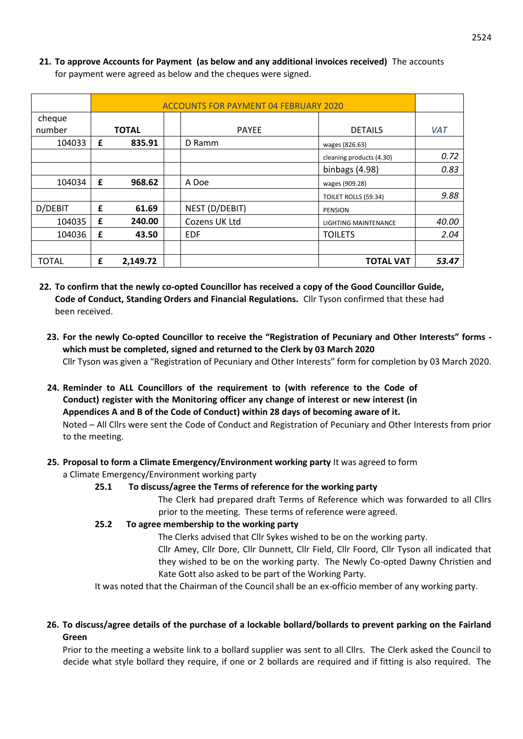**21. To approve Accounts for Payment (as below and any additional invoices received)** The accounts for payment were agreed as below and the cheques were signed.

| | ACCOUNTS FOR PAYMENT 04 FEBRUARY 2020 | | | | | |
|---|---|---|---|---|---|---|
| cheque number | | TOTAL | | PAYEE | DETAILS | VAT |
| 104033 | £ | 835.91 | | D Ramm | wages (826.63) | |
| | | | | | cleaning products (4.30) | 0.72 |
| | | | | | binbags (4.98) | 0.83 |
| 104034 | £ | 968.62 | | A Doe | wages (909.28) | |
| | | | | | TOILET ROLLS (59.34) | 9.88 |
| D/DEBIT | £ | 61.69 | | NEST (D/DEBIT) | PENSION | |
| 104035 | £ | 240.00 | | Cozens UK Ltd | LIGHTING MAINTENANCE | 40.00 |
| 104036 | £ | 43.50 | | EDF | TOILETS | 2.04 |
| | | | | | | |
| TOTAL | £ | 2,149.72 | | | **TOTAL VAT** | **53.47** |

**22. To confirm that the newly co-opted Councillor has received a copy of the Good Councillor Guide, Code of Conduct, Standing Orders and Financial Regulations.** Cllr Tyson confirmed that these had been received.

**23. For the newly Co-opted Councillor to receive the "Registration of Pecuniary and Other Interests" forms - which must be completed, signed and returned to the Clerk by 03 March 2020**
Cllr Tyson was given a "Registration of Pecuniary and Other Interests" form for completion by 03 March 2020.

**24. Reminder to ALL Councillors of the requirement to (with reference to the Code of Conduct) register with the Monitoring officer any change of interest or new interest (in Appendices A and B of the Code of Conduct) within 28 days of becoming aware of it.**
Noted – All Cllrs were sent the Code of Conduct and Registration of Pecuniary and Other Interests from prior to the meeting.

**25. Proposal to form a Climate Emergency/Environment working party** It was agreed to form a Climate Emergency/Environment working party

**25.1 To discuss/agree the Terms of reference for the working party**
The Clerk had prepared draft Terms of Reference which was forwarded to all Cllrs prior to the meeting. These terms of reference were agreed.

**25.2 To agree membership to the working party**
The Clerks advised that Cllr Sykes wished to be on the working party.
Cllr Amey, Cllr Dore, Cllr Dunnett, Cllr Field, Cllr Foord, Cllr Tyson all indicated that they wished to be on the working party. The Newly Co-opted Dawny Christien and Kate Gott also asked to be part of the Working Party.

It was noted that the Chairman of the Council shall be an ex-officio member of any working party.

**26. To discuss/agree details of the purchase of a lockable bollard/bollards to prevent parking on the Fairland Green**
Prior to the meeting a website link to a bollard supplier was sent to all Cllrs. The Clerk asked the Council to decide what style bollard they require, if one or 2 bollards are required and if fitting is also required. The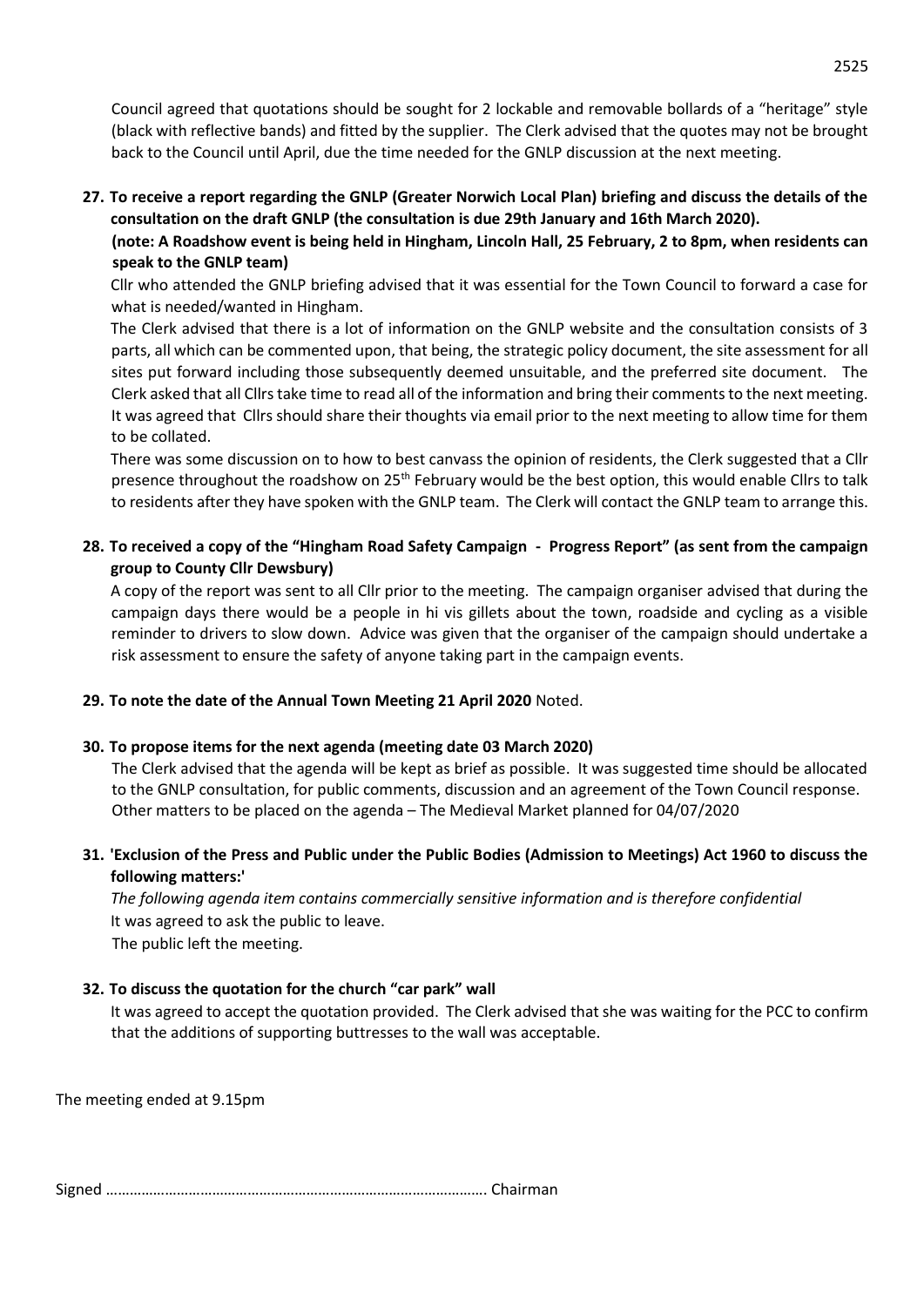Council agreed that quotations should be sought for 2 lockable and removable bollards of a "heritage" style (black with reflective bands) and fitted by the supplier. The Clerk advised that the quotes may not be brought back to the Council until April, due the time needed for the GNLP discussion at the next meeting.

**27. To receive a report regarding the GNLP (Greater Norwich Local Plan) briefing and discuss the details of the consultation on the draft GNLP (the consultation is due 29th January and 16th March 2020).**
**(note: A Roadshow event is being held in Hingham, Lincoln Hall, 25 February, 2 to 8pm, when residents can speak to the GNLP team)**

Cllr who attended the GNLP briefing advised that it was essential for the Town Council to forward a case for what is needed/wanted in Hingham.

The Clerk advised that there is a lot of information on the GNLP website and the consultation consists of 3 parts, all which can be commented upon, that being, the strategic policy document, the site assessment for all sites put forward including those subsequently deemed unsuitable, and the preferred site document. The Clerk asked that all Cllrs take time to read all of the information and bring their comments to the next meeting. It was agreed that Cllrs should share their thoughts via email prior to the next meeting to allow time for them to be collated.

There was some discussion on to how to best canvass the opinion of residents, the Clerk suggested that a Cllr presence throughout the roadshow on 25th February would be the best option, this would enable Cllrs to talk to residents after they have spoken with the GNLP team. The Clerk will contact the GNLP team to arrange this.

**28. To received a copy of the "Hingham Road Safety Campaign - Progress Report" (as sent from the campaign group to County Cllr Dewsbury)**

A copy of the report was sent to all Cllr prior to the meeting. The campaign organiser advised that during the campaign days there would be a people in hi vis gillets about the town, roadside and cycling as a visible reminder to drivers to slow down. Advice was given that the organiser of the campaign should undertake a risk assessment to ensure the safety of anyone taking part in the campaign events.

**29. To note the date of the Annual Town Meeting 21 April 2020** Noted.

**30. To propose items for the next agenda (meeting date 03 March 2020)**

The Clerk advised that the agenda will be kept as brief as possible. It was suggested time should be allocated to the GNLP consultation, for public comments, discussion and an agreement of the Town Council response. Other matters to be placed on the agenda – The Medieval Market planned for 04/07/2020

**31. 'Exclusion of the Press and Public under the Public Bodies (Admission to Meetings) Act 1960 to discuss the following matters:'**

*The following agenda item contains commercially sensitive information and is therefore confidential*
It was agreed to ask the public to leave.
The public left the meeting.

**32. To discuss the quotation for the church "car park" wall**

It was agreed to accept the quotation provided. The Clerk advised that she was waiting for the PCC to confirm that the additions of supporting buttresses to the wall was acceptable.

The meeting ended at 9.15pm

Signed ……………………………………………………………………………………. Chairman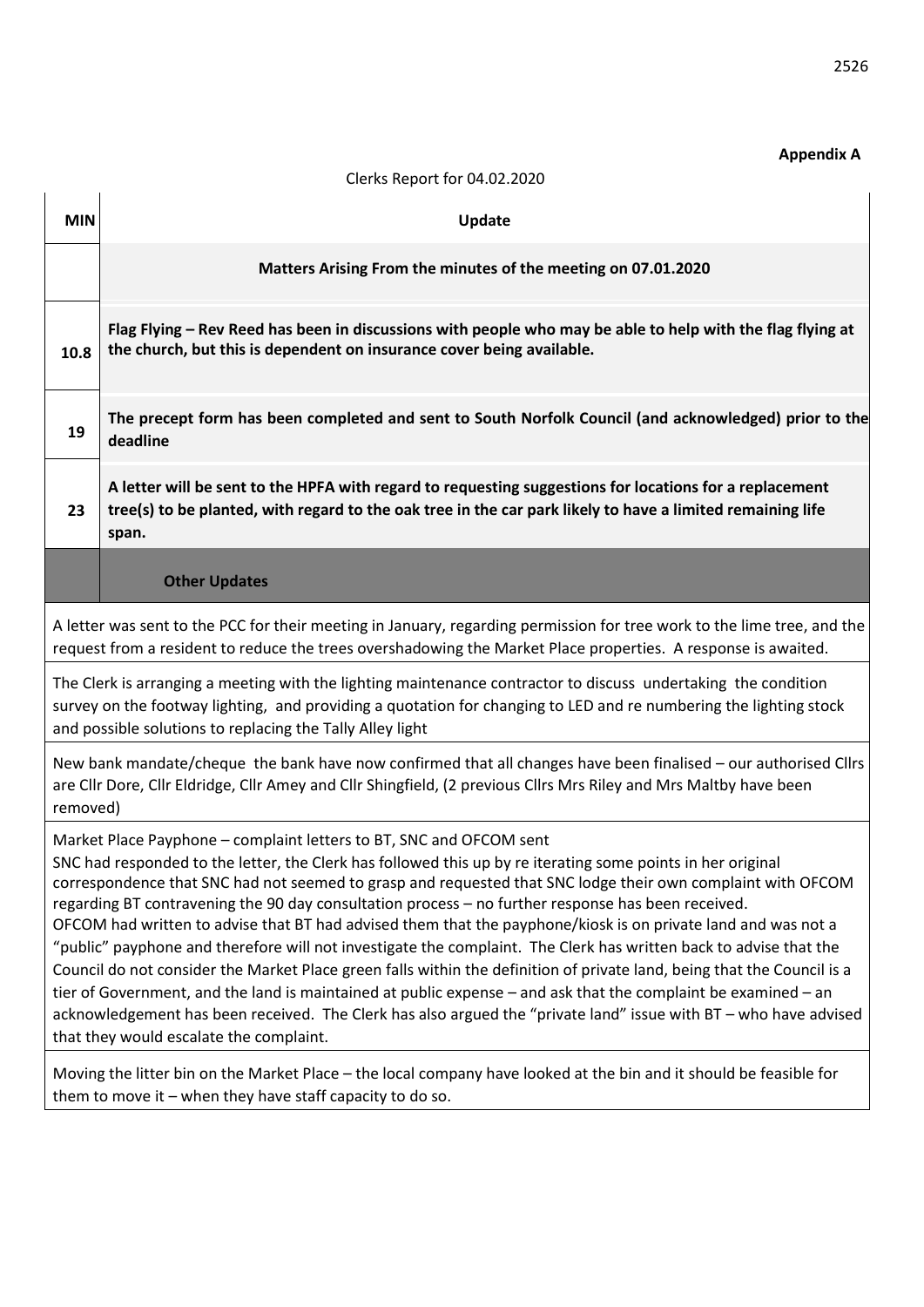**Appendix A**

Clerks Report for 04.02.2020

| MIN | Update |
| --- | --- |
| | **Matters Arising From the minutes of the meeting on 07.01.2020** |
| 10.8 | **Flag Flying – Rev Reed has been in discussions with people who may be able to help with the flag flying at the church, but this is dependent on insurance cover being available.** |
| 19 | **The precept form has been completed and sent to South Norfolk Council (and acknowledged) prior to the deadline** |
| 23 | **A letter will be sent to the HPFA with regard to requesting suggestions for locations for a replacement tree(s) to be planted, with regard to the oak tree in the car park likely to have a limited remaining life span.** |
| | **Other Updates** |

A letter was sent to the PCC for their meeting in January, regarding permission for tree work to the lime tree, and the request from a resident to reduce the trees overshadowing the Market Place properties. A response is awaited.

The Clerk is arranging a meeting with the lighting maintenance contractor to discuss undertaking the condition survey on the footway lighting, and providing a quotation for changing to LED and re numbering the lighting stock and possible solutions to replacing the Tally Alley light

New bank mandate/cheque the bank have now confirmed that all changes have been finalised – our authorised Cllrs are Cllr Dore, Cllr Eldridge, Cllr Amey and Cllr Shingfield, (2 previous Cllrs Mrs Riley and Mrs Maltby have been removed)

Market Place Payphone – complaint letters to BT, SNC and OFCOM sent
SNC had responded to the letter, the Clerk has followed this up by re iterating some points in her original correspondence that SNC had not seemed to grasp and requested that SNC lodge their own complaint with OFCOM regarding BT contravening the 90 day consultation process – no further response has been received.
OFCOM had written to advise that BT had advised them that the payphone/kiosk is on private land and was not a "public" payphone and therefore will not investigate the complaint. The Clerk has written back to advise that the Council do not consider the Market Place green falls within the definition of private land, being that the Council is a tier of Government, and the land is maintained at public expense – and ask that the complaint be examined – an acknowledgement has been received. The Clerk has also argued the "private land" issue with BT – who have advised that they would escalate the complaint.

Moving the litter bin on the Market Place – the local company have looked at the bin and it should be feasible for them to move it – when they have staff capacity to do so.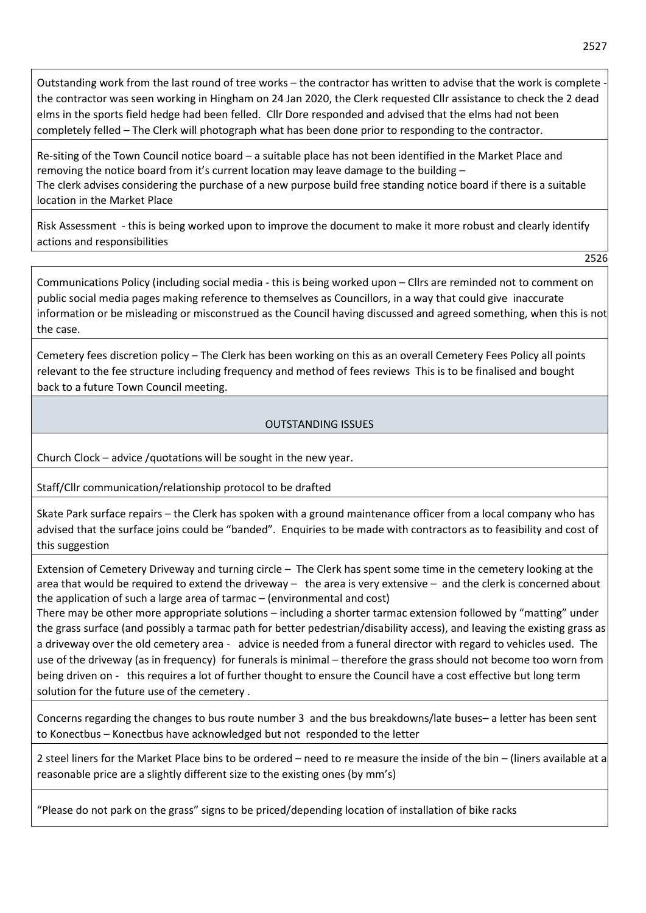Outstanding work from the last round of tree works – the contractor has written to advise that the work is complete - the contractor was seen working in Hingham on 24 Jan 2020, the Clerk requested Cllr assistance to check the 2 dead elms in the sports field hedge had been felled. Cllr Dore responded and advised that the elms had not been completely felled – The Clerk will photograph what has been done prior to responding to the contractor.

Re-siting of the Town Council notice board – a suitable place has not been identified in the Market Place and removing the notice board from it's current location may leave damage to the building –
The clerk advises considering the purchase of a new purpose build free standing notice board if there is a suitable location in the Market Place

Risk Assessment - this is being worked upon to improve the document to make it more robust and clearly identify actions and responsibilities

Communications Policy (including social media - this is being worked upon – Cllrs are reminded not to comment on public social media pages making reference to themselves as Councillors, in a way that could give inaccurate information or be misleading or misconstrued as the Council having discussed and agreed something, when this is not the case.

Cemetery fees discretion policy – The Clerk has been working on this as an overall Cemetery Fees Policy all points relevant to the fee structure including frequency and method of fees reviews This is to be finalised and bought back to a future Town Council meeting.

## OUTSTANDING ISSUES

Church Clock – advice /quotations will be sought in the new year.

Staff/Cllr communication/relationship protocol to be drafted

Skate Park surface repairs – the Clerk has spoken with a ground maintenance officer from a local company who has advised that the surface joins could be "banded". Enquiries to be made with contractors as to feasibility and cost of this suggestion

Extension of Cemetery Driveway and turning circle – The Clerk has spent some time in the cemetery looking at the area that would be required to extend the driveway – the area is very extensive – and the clerk is concerned about the application of such a large area of tarmac – (environmental and cost)
There may be other more appropriate solutions – including a shorter tarmac extension followed by "matting" under the grass surface (and possibly a tarmac path for better pedestrian/disability access), and leaving the existing grass as a driveway over the old cemetery area - advice is needed from a funeral director with regard to vehicles used. The use of the driveway (as in frequency) for funerals is minimal – therefore the grass should not become too worn from being driven on - this requires a lot of further thought to ensure the Council have a cost effective but long term solution for the future use of the cemetery .

Concerns regarding the changes to bus route number 3 and the bus breakdowns/late buses– a letter has been sent to Konectbus – Konectbus have acknowledged but not responded to the letter

2 steel liners for the Market Place bins to be ordered – need to re measure the inside of the bin – (liners available at a reasonable price are a slightly different size to the existing ones (by mm's)

"Please do not park on the grass" signs to be priced/depending location of installation of bike racks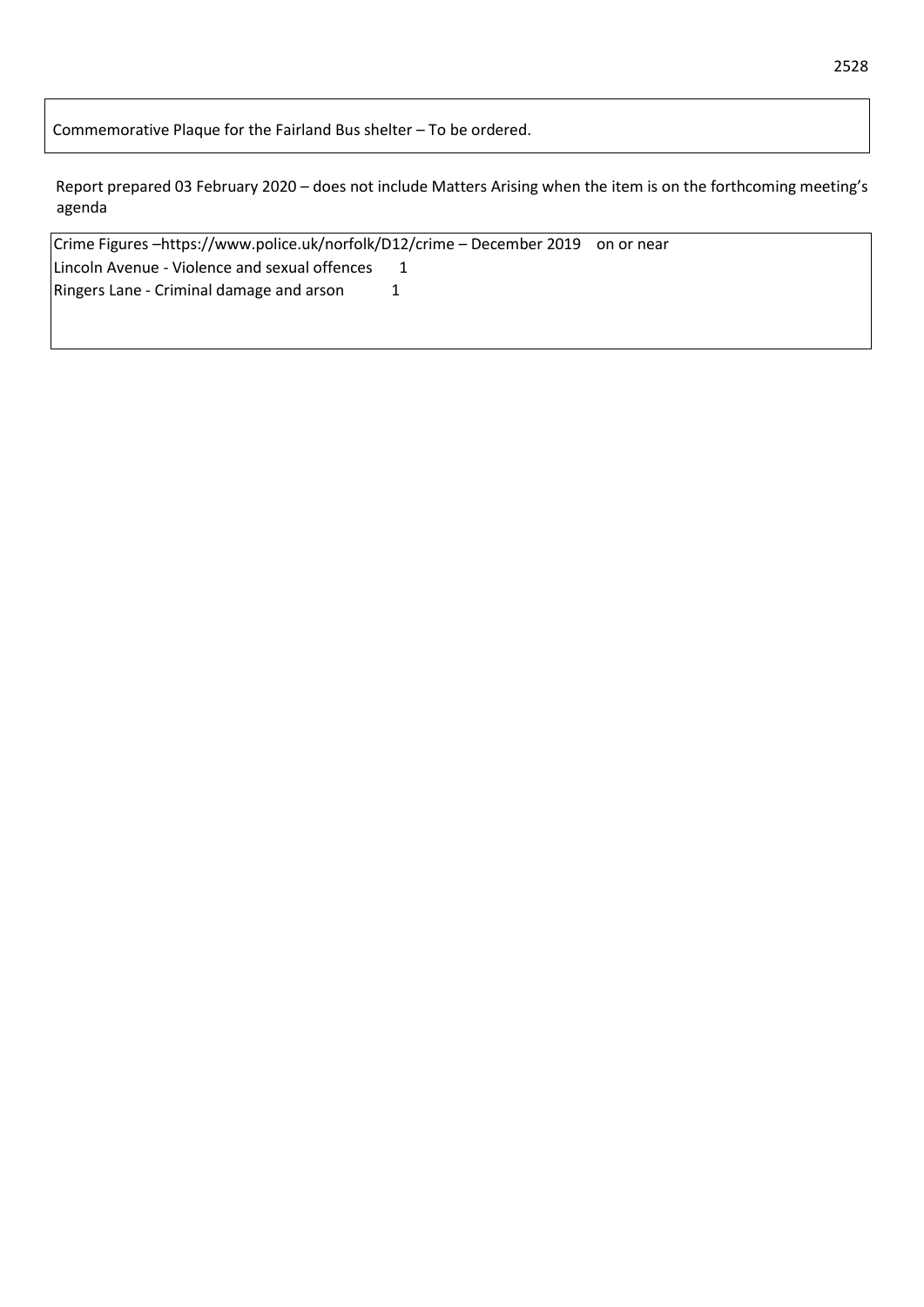Commemorative Plaque for the Fairland Bus shelter – To be ordered.

Report prepared 03 February 2020 – does not include Matters Arising when the item is on the forthcoming meeting's agenda

| Crime Figures –https://www.police.uk/norfolk/D12/crime – December 2019 on or near | |
|---|---|
| Lincoln Avenue - Violence and sexual offences | 1 |
| Ringers Lane - Criminal damage and arson | 1 |